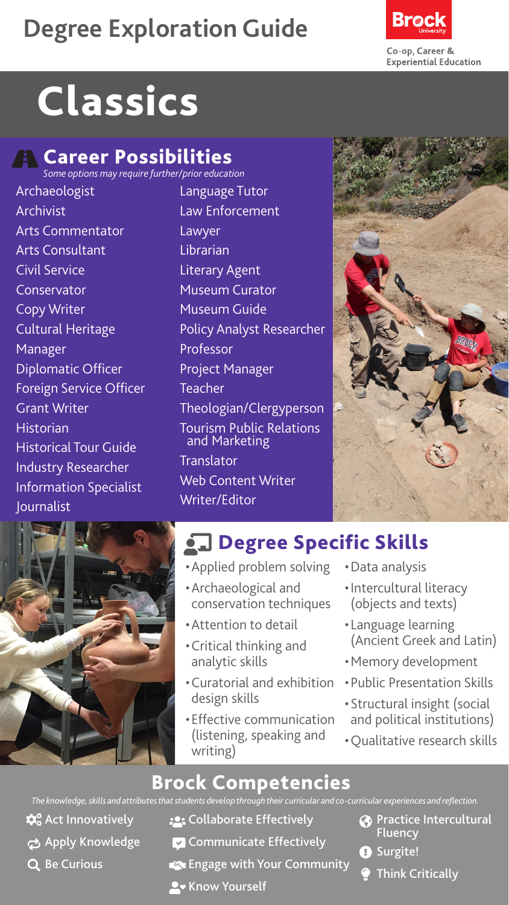# Degree Exploration Guide

Brock University

Co-op, Career & Experiential Education

# Classics

## Career Possibilities

*Some options may require further/prior education*

- Archaeologist
- Archivist
- Arts Commentator
- Arts Consultant
- Civil Service
- Conservator
- Copy Writer
- Cultural Heritage Manager
- Diplomatic Officer
- Foreign Service Officer
- Grant Writer
- Historian
- Historical Tour Guide
- Industry Researcher
- Information Specialist
- Journalist
- Language Tutor
- Law Enforcement
- Lawyer
- Librarian
- Literary Agent
- Museum Curator
- Museum Guide
- Policy Analyst Researcher
- Professor
- Project Manager
- Teacher
- Theologian/Clergyperson
- Tourism Public Relations and Marketing
- Translator
- Web Content Writer
- Writer/Editor

## Degree Specific Skills

- Applied problem solving
- Archaeological and conservation techniques
- Attention to detail
- Critical thinking and analytic skills
- Curatorial and exhibition design skills
- Effective communication (listening, speaking and writing)
- Data analysis
- Intercultural literacy (objects and texts)
- Language learning (Ancient Greek and Latin)
- Memory development
- Public Presentation Skills
- Structural insight (social and political institutions)
- Qualitative research skills

## Brock Competencies

*The knowledge, skills and attributes that students develop through their curricular and co-curricular experiences and reflection.*

- Act Innovatively
- Apply Knowledge
- Be Curious
- Collaborate Effectively
- Communicate Effectively
- Engage with Your Community
- Know Yourself
- Practice Intercultural Fluency
- Surgite!
- Think Critically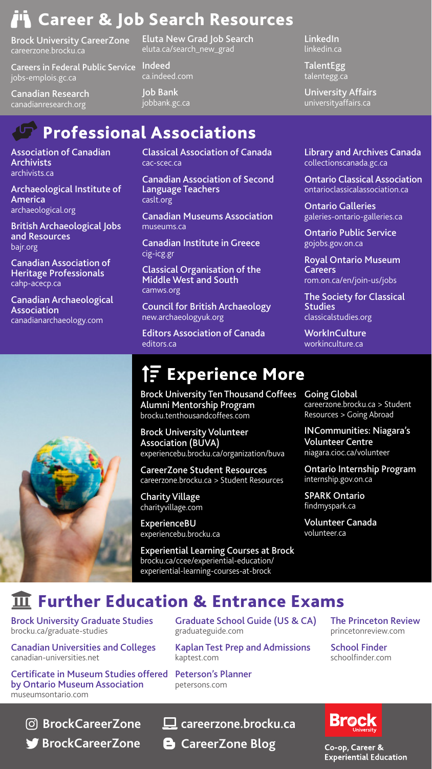# Career & Job Search Resources

**Brock University CareerZone**
careerzone.brocku.ca

**Careers in Federal Public Service**
jobs-emplois.gc.ca

**Canadian Research**
canadianresearch.org

**Eluta New Grad Job Search**
eluta.ca/search_new_grad

**Indeed**
ca.indeed.com

**Job Bank**
jobbank.gc.ca

**LinkedIn**
linkedin.ca

**TalentEgg**
talentegg.ca

**University Affairs**
universityaffairs.ca

# Professional Associations

**Association of Canadian Archivists**
archivists.ca

**Archaeological Institute of America**
archaeological.org

**British Archaeological Jobs and Resources**
bajr.org

**Canadian Association of Heritage Professionals**
cahp-acecp.ca

**Canadian Archaeological Association**
canadianarchaeology.com

**Classical Association of Canada**
cac-scec.ca

**Canadian Association of Second Language Teachers**
caslt.org

**Canadian Museums Association**
museums.ca

**Canadian Institute in Greece**
cig-icg.gr

**Classical Organisation of the Middle West and South**
camws.org

**Council for British Archaeology**
new.archaeologyuk.org

**Editors Association of Canada**
editors.ca

**Library and Archives Canada**
collectionscanada.gc.ca

**Ontario Classical Association**
ontarioclassicalassociation.ca

**Ontario Galleries**
galeries-ontario-galleries.ca

**Ontario Public Service**
gojobs.gov.on.ca

**Royal Ontario Museum Careers**
rom.on.ca/en/join-us/jobs

**The Society for Classical Studies**
classicalstudies.org

**WorkInCulture**
workinculture.ca

# Experience More

**Brock University Ten Thousand Coffees Alumni Mentorship Program**
brocku.tenthousandcoffees.com

**Brock University Volunteer Association (BUVA)**
experiencebu.brocku.ca/organization/buva

**CareerZone Student Resources**
careerzone.brocku.ca > Student Resources

**Charity Village**
charityvillage.com

**ExperienceBU**
experiencebu.brocku.ca

**Experiential Learning Courses at Brock**
brocku.ca/ccee/experiential-education/experiential-learning-courses-at-brock

**Going Global**
careerzone.brocku.ca > Student Resources > Going Abroad

**INCommunities: Niagara's Volunteer Centre**
niagara.cioc.ca/volunteer

**Ontario Internship Program**
internship.gov.on.ca

**SPARK Ontario**
findmyspark.ca

**Volunteer Canada**
volunteer.ca

# Further Education & Entrance Exams

**Brock University Graduate Studies**
brocku.ca/graduate-studies

**Canadian Universities and Colleges**
canadian-universities.net

**Certificate in Museum Studies offered by Ontario Museum Association**
museumsontario.com

**Graduate School Guide (US & CA)**
graduateguide.com

**Kaplan Test Prep and Admissions**
kaptest.com

**Peterson's Planner**
petersons.com

**The Princeton Review**
princetonreview.com

**School Finder**
schoolfinder.com

BrockCareerZone
BrockCareerZone
careerzone.brocku.ca
CareerZone Blog

Brock University
Co-op, Career & Experiential Education